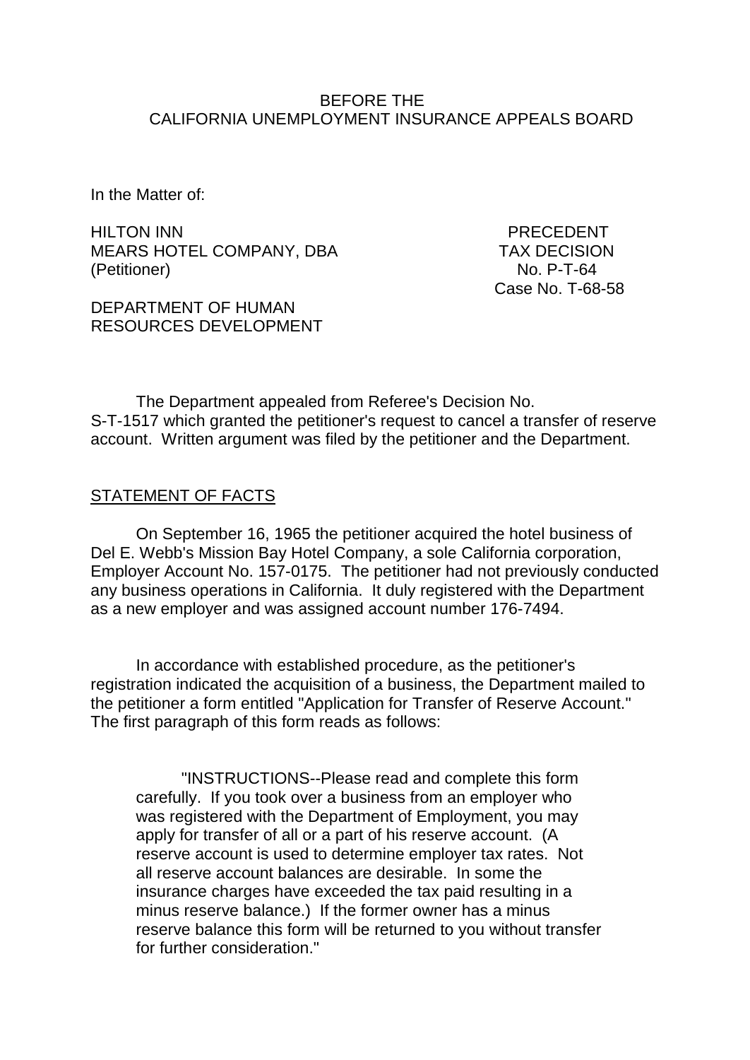BEFORE THE
CALIFORNIA UNEMPLOYMENT INSURANCE APPEALS BOARD

In the Matter of:

HILTON INN
MEARS HOTEL COMPANY, DBA
(Petitioner)

PRECEDENT
TAX DECISION
No. P-T-64
Case No. T-68-58

DEPARTMENT OF HUMAN
RESOURCES DEVELOPMENT

The Department appealed from Referee's Decision No. S-T-1517 which granted the petitioner's request to cancel a transfer of reserve account. Written argument was filed by the petitioner and the Department.

## STATEMENT OF FACTS

On September 16, 1965 the petitioner acquired the hotel business of Del E. Webb's Mission Bay Hotel Company, a sole California corporation, Employer Account No. 157-0175. The petitioner had not previously conducted any business operations in California. It duly registered with the Department as a new employer and was assigned account number 176-7494.

In accordance with established procedure, as the petitioner's registration indicated the acquisition of a business, the Department mailed to the petitioner a form entitled "Application for Transfer of Reserve Account." The first paragraph of this form reads as follows:

> "INSTRUCTIONS--Please read and complete this form carefully. If you took over a business from an employer who was registered with the Department of Employment, you may apply for transfer of all or a part of his reserve account. (A reserve account is used to determine employer tax rates. Not all reserve account balances are desirable. In some the insurance charges have exceeded the tax paid resulting in a minus reserve balance.) If the former owner has a minus reserve balance this form will be returned to you without transfer for further consideration."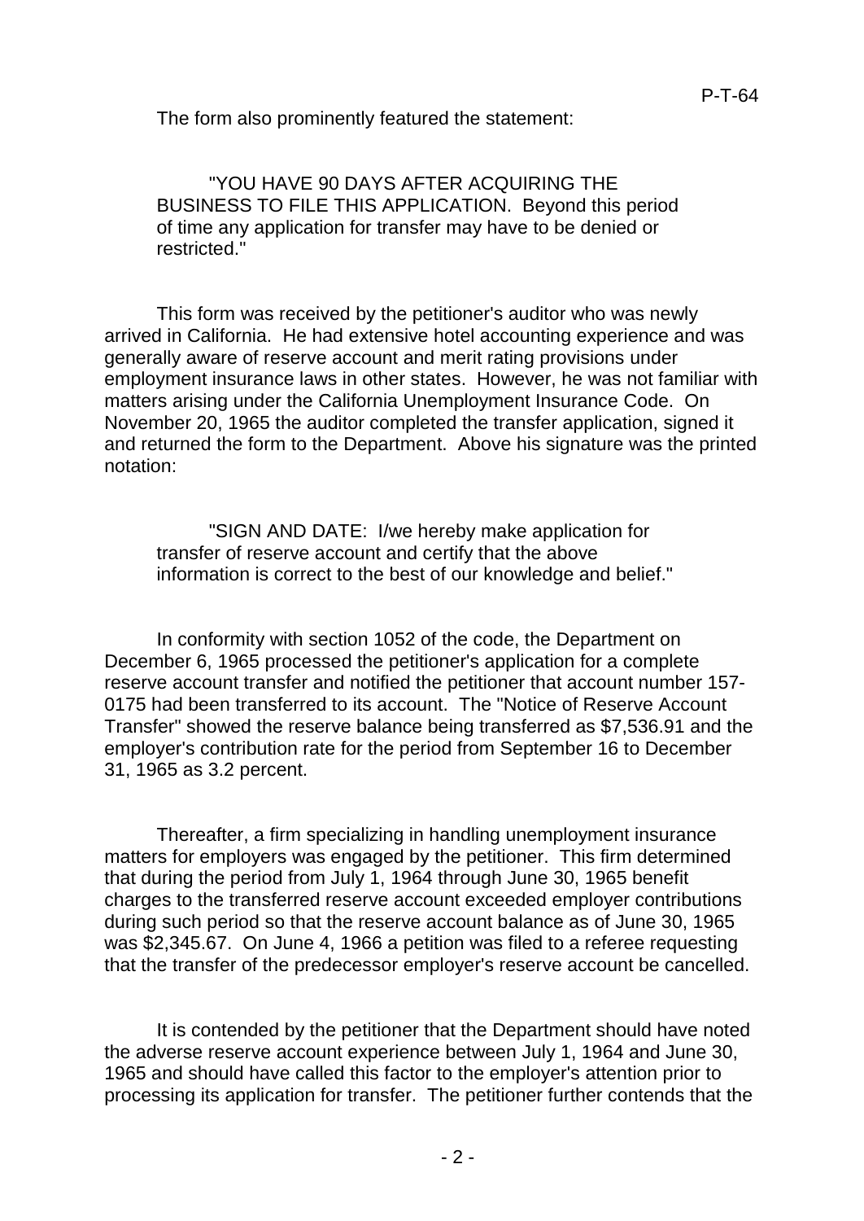The form also prominently featured the statement:

> "YOU HAVE 90 DAYS AFTER ACQUIRING THE BUSINESS TO FILE THIS APPLICATION. Beyond this period of time any application for transfer may have to be denied or restricted."

This form was received by the petitioner's auditor who was newly arrived in California. He had extensive hotel accounting experience and was generally aware of reserve account and merit rating provisions under employment insurance laws in other states. However, he was not familiar with matters arising under the California Unemployment Insurance Code. On November 20, 1965 the auditor completed the transfer application, signed it and returned the form to the Department. Above his signature was the printed notation:

> "SIGN AND DATE: I/we hereby make application for transfer of reserve account and certify that the above information is correct to the best of our knowledge and belief."

In conformity with section 1052 of the code, the Department on December 6, 1965 processed the petitioner's application for a complete reserve account transfer and notified the petitioner that account number 157-0175 had been transferred to its account. The "Notice of Reserve Account Transfer" showed the reserve balance being transferred as $7,536.91 and the employer's contribution rate for the period from September 16 to December 31, 1965 as 3.2 percent.

Thereafter, a firm specializing in handling unemployment insurance matters for employers was engaged by the petitioner. This firm determined that during the period from July 1, 1964 through June 30, 1965 benefit charges to the transferred reserve account exceeded employer contributions during such period so that the reserve account balance as of June 30, 1965 was $2,345.67. On June 4, 1966 a petition was filed to a referee requesting that the transfer of the predecessor employer's reserve account be cancelled.

It is contended by the petitioner that the Department should have noted the adverse reserve account experience between July 1, 1964 and June 30, 1965 and should have called this factor to the employer's attention prior to processing its application for transfer. The petitioner further contends that the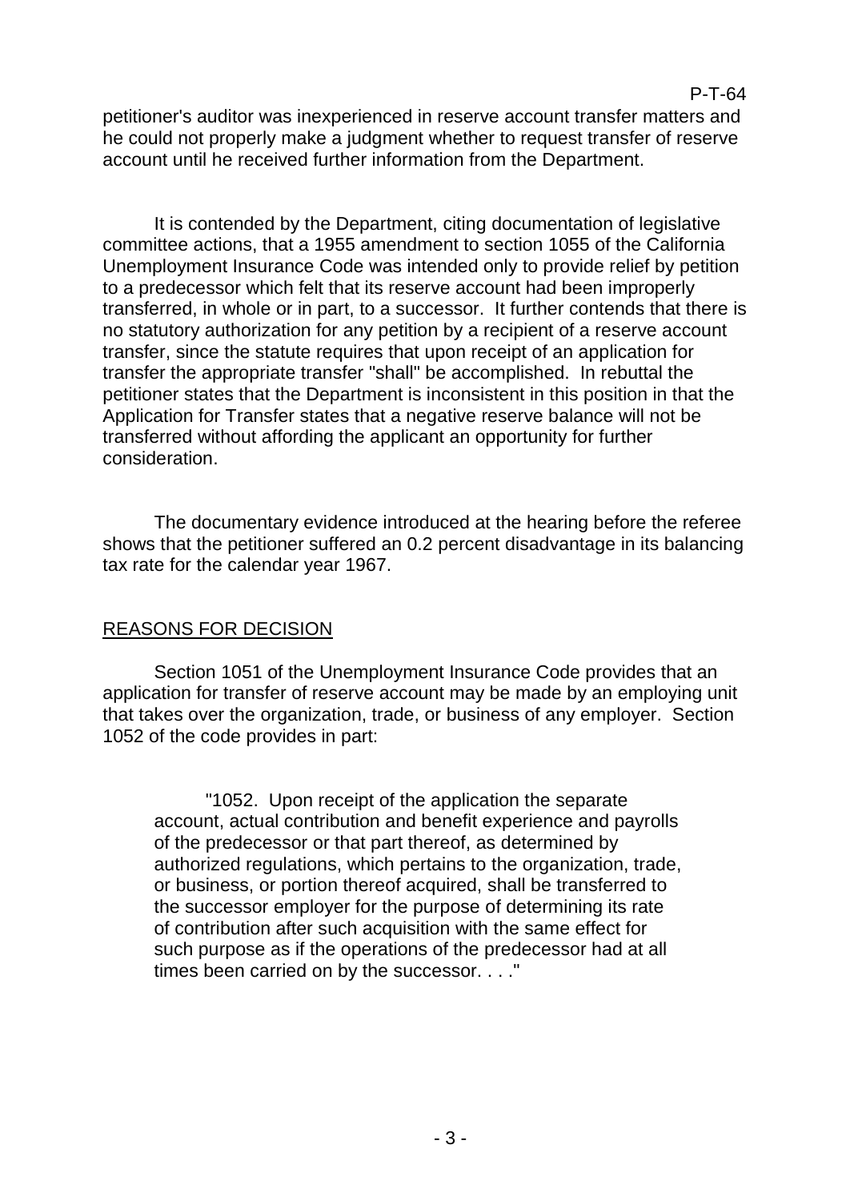petitioner's auditor was inexperienced in reserve account transfer matters and he could not properly make a judgment whether to request transfer of reserve account until he received further information from the Department.

It is contended by the Department, citing documentation of legislative committee actions, that a 1955 amendment to section 1055 of the California Unemployment Insurance Code was intended only to provide relief by petition to a predecessor which felt that its reserve account had been improperly transferred, in whole or in part, to a successor. It further contends that there is no statutory authorization for any petition by a recipient of a reserve account transfer, since the statute requires that upon receipt of an application for transfer the appropriate transfer "shall" be accomplished. In rebuttal the petitioner states that the Department is inconsistent in this position in that the Application for Transfer states that a negative reserve balance will not be transferred without affording the applicant an opportunity for further consideration.

The documentary evidence introduced at the hearing before the referee shows that the petitioner suffered an 0.2 percent disadvantage in its balancing tax rate for the calendar year 1967.

## REASONS FOR DECISION

Section 1051 of the Unemployment Insurance Code provides that an application for transfer of reserve account may be made by an employing unit that takes over the organization, trade, or business of any employer. Section 1052 of the code provides in part:

> "1052. Upon receipt of the application the separate account, actual contribution and benefit experience and payrolls of the predecessor or that part thereof, as determined by authorized regulations, which pertains to the organization, trade, or business, or portion thereof acquired, shall be transferred to the successor employer for the purpose of determining its rate of contribution after such acquisition with the same effect for such purpose as if the operations of the predecessor had at all times been carried on by the successor. . . ."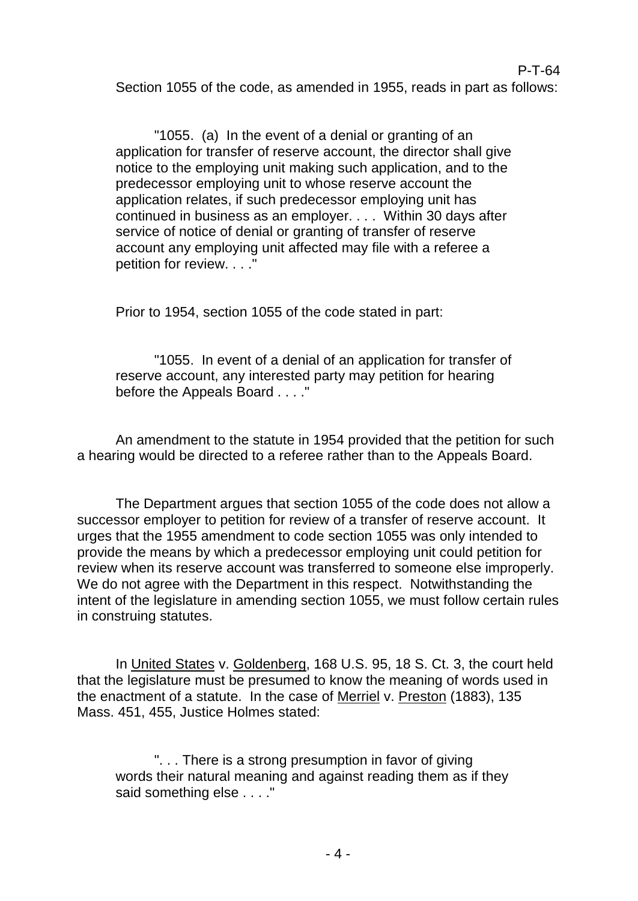Section 1055 of the code, as amended in 1955, reads in part as follows:

> "1055. (a) In the event of a denial or granting of an application for transfer of reserve account, the director shall give notice to the employing unit making such application, and to the predecessor employing unit to whose reserve account the application relates, if such predecessor employing unit has continued in business as an employer. . . . Within 30 days after service of notice of denial or granting of transfer of reserve account any employing unit affected may file with a referee a petition for review. . . ."

Prior to 1954, section 1055 of the code stated in part:

> "1055. In event of a denial of an application for transfer of reserve account, any interested party may petition for hearing before the Appeals Board . . . ."

An amendment to the statute in 1954 provided that the petition for such a hearing would be directed to a referee rather than to the Appeals Board.

The Department argues that section 1055 of the code does not allow a successor employer to petition for review of a transfer of reserve account. It urges that the 1955 amendment to code section 1055 was only intended to provide the means by which a predecessor employing unit could petition for review when its reserve account was transferred to someone else improperly. We do not agree with the Department in this respect. Notwithstanding the intent of the legislature in amending section 1055, we must follow certain rules in construing statutes.

In United States v. Goldenberg, 168 U.S. 95, 18 S. Ct. 3, the court held that the legislature must be presumed to know the meaning of words used in the enactment of a statute. In the case of Merriel v. Preston (1883), 135 Mass. 451, 455, Justice Holmes stated:

> ". . . There is a strong presumption in favor of giving words their natural meaning and against reading them as if they said something else . . . ."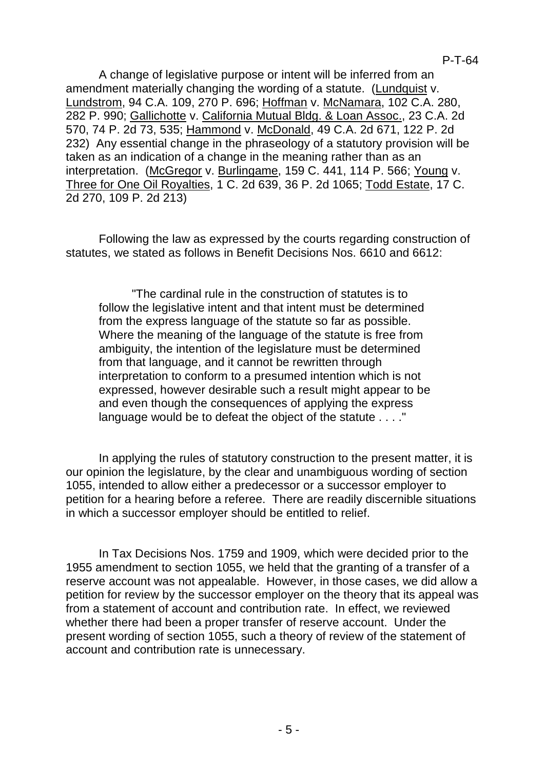A change of legislative purpose or intent will be inferred from an amendment materially changing the wording of a statute. (Lundquist v. Lundstrom, 94 C.A. 109, 270 P. 696; Hoffman v. McNamara, 102 C.A. 280, 282 P. 990; Gallichotte v. California Mutual Bldg. & Loan Assoc., 23 C.A. 2d 570, 74 P. 2d 73, 535; Hammond v. McDonald, 49 C.A. 2d 671, 122 P. 2d 232) Any essential change in the phraseology of a statutory provision will be taken as an indication of a change in the meaning rather than as an interpretation. (McGregor v. Burlingame, 159 C. 441, 114 P. 566; Young v. Three for One Oil Royalties, 1 C. 2d 639, 36 P. 2d 1065; Todd Estate, 17 C. 2d 270, 109 P. 2d 213)

Following the law as expressed by the courts regarding construction of statutes, we stated as follows in Benefit Decisions Nos. 6610 and 6612:

> "The cardinal rule in the construction of statutes is to follow the legislative intent and that intent must be determined from the express language of the statute so far as possible. Where the meaning of the language of the statute is free from ambiguity, the intention of the legislature must be determined from that language, and it cannot be rewritten through interpretation to conform to a presumed intention which is not expressed, however desirable such a result might appear to be and even though the consequences of applying the express language would be to defeat the object of the statute . . . ."

In applying the rules of statutory construction to the present matter, it is our opinion the legislature, by the clear and unambiguous wording of section 1055, intended to allow either a predecessor or a successor employer to petition for a hearing before a referee. There are readily discernible situations in which a successor employer should be entitled to relief.

In Tax Decisions Nos. 1759 and 1909, which were decided prior to the 1955 amendment to section 1055, we held that the granting of a transfer of a reserve account was not appealable. However, in those cases, we did allow a petition for review by the successor employer on the theory that its appeal was from a statement of account and contribution rate. In effect, we reviewed whether there had been a proper transfer of reserve account. Under the present wording of section 1055, such a theory of review of the statement of account and contribution rate is unnecessary.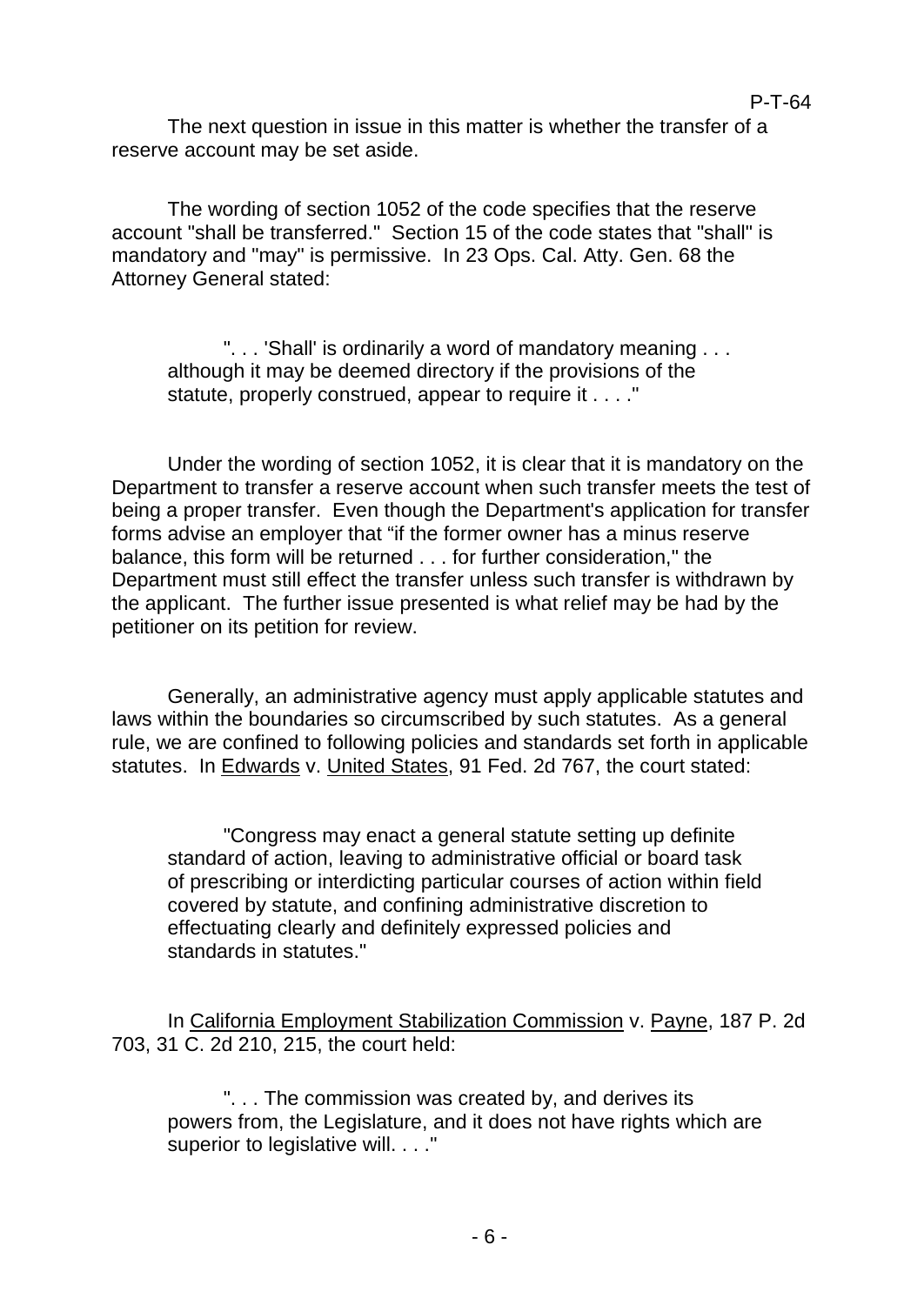The next question in issue in this matter is whether the transfer of a reserve account may be set aside.

The wording of section 1052 of the code specifies that the reserve account "shall be transferred." Section 15 of the code states that "shall" is mandatory and "may" is permissive. In 23 Ops. Cal. Atty. Gen. 68 the Attorney General stated:

> ". . . 'Shall' is ordinarily a word of mandatory meaning . . . although it may be deemed directory if the provisions of the statute, properly construed, appear to require it . . . ."

Under the wording of section 1052, it is clear that it is mandatory on the Department to transfer a reserve account when such transfer meets the test of being a proper transfer. Even though the Department's application for transfer forms advise an employer that "if the former owner has a minus reserve balance, this form will be returned . . . for further consideration," the Department must still effect the transfer unless such transfer is withdrawn by the applicant. The further issue presented is what relief may be had by the petitioner on its petition for review.

Generally, an administrative agency must apply applicable statutes and laws within the boundaries so circumscribed by such statutes. As a general rule, we are confined to following policies and standards set forth in applicable statutes. In Edwards v. United States, 91 Fed. 2d 767, the court stated:

> "Congress may enact a general statute setting up definite standard of action, leaving to administrative official or board task of prescribing or interdicting particular courses of action within field covered by statute, and confining administrative discretion to effectuating clearly and definitely expressed policies and standards in statutes."

In California Employment Stabilization Commission v. Payne, 187 P. 2d 703, 31 C. 2d 210, 215, the court held:

> ". . . The commission was created by, and derives its powers from, the Legislature, and it does not have rights which are superior to legislative will. . . ."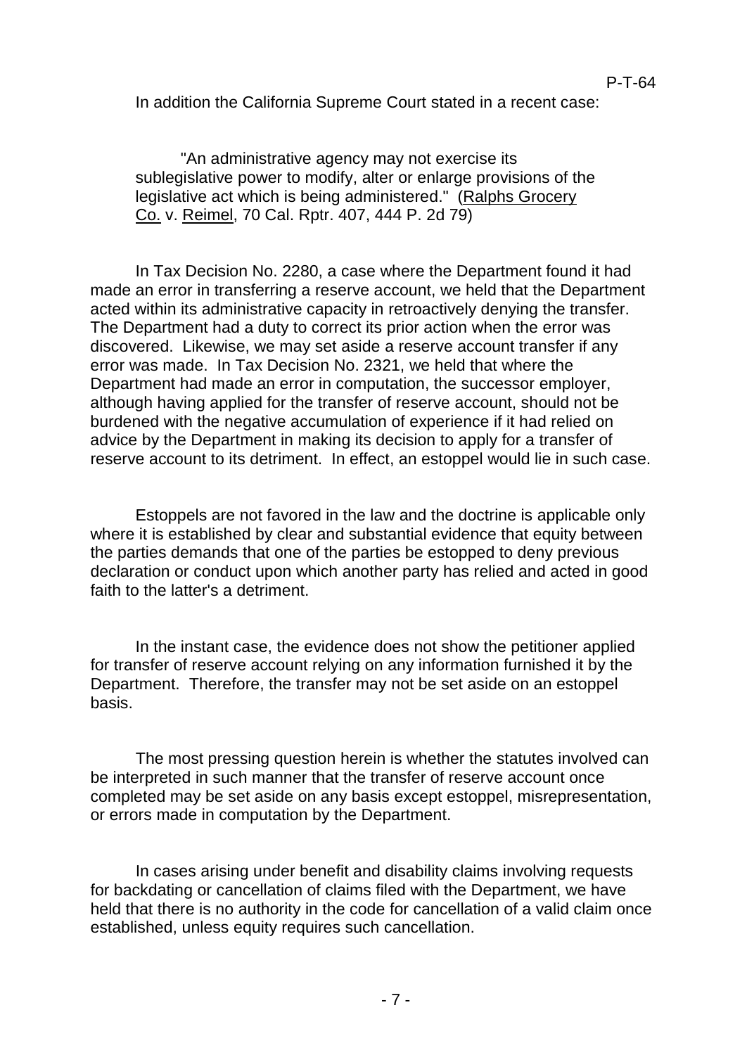In addition the California Supreme Court stated in a recent case:

> "An administrative agency may not exercise its sublegislative power to modify, alter or enlarge provisions of the legislative act which is being administered." (Ralphs Grocery Co. v. Reimel, 70 Cal. Rptr. 407, 444 P. 2d 79)

In Tax Decision No. 2280, a case where the Department found it had made an error in transferring a reserve account, we held that the Department acted within its administrative capacity in retroactively denying the transfer. The Department had a duty to correct its prior action when the error was discovered. Likewise, we may set aside a reserve account transfer if any error was made. In Tax Decision No. 2321, we held that where the Department had made an error in computation, the successor employer, although having applied for the transfer of reserve account, should not be burdened with the negative accumulation of experience if it had relied on advice by the Department in making its decision to apply for a transfer of reserve account to its detriment. In effect, an estoppel would lie in such case.

Estoppels are not favored in the law and the doctrine is applicable only where it is established by clear and substantial evidence that equity between the parties demands that one of the parties be estopped to deny previous declaration or conduct upon which another party has relied and acted in good faith to the latter's a detriment.

In the instant case, the evidence does not show the petitioner applied for transfer of reserve account relying on any information furnished it by the Department. Therefore, the transfer may not be set aside on an estoppel basis.

The most pressing question herein is whether the statutes involved can be interpreted in such manner that the transfer of reserve account once completed may be set aside on any basis except estoppel, misrepresentation, or errors made in computation by the Department.

In cases arising under benefit and disability claims involving requests for backdating or cancellation of claims filed with the Department, we have held that there is no authority in the code for cancellation of a valid claim once established, unless equity requires such cancellation.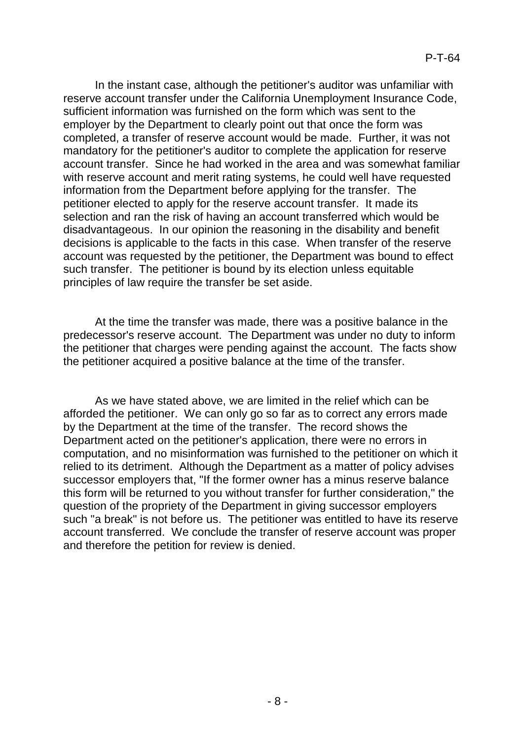In the instant case, although the petitioner's auditor was unfamiliar with reserve account transfer under the California Unemployment Insurance Code, sufficient information was furnished on the form which was sent to the employer by the Department to clearly point out that once the form was completed, a transfer of reserve account would be made. Further, it was not mandatory for the petitioner's auditor to complete the application for reserve account transfer. Since he had worked in the area and was somewhat familiar with reserve account and merit rating systems, he could well have requested information from the Department before applying for the transfer. The petitioner elected to apply for the reserve account transfer. It made its selection and ran the risk of having an account transferred which would be disadvantageous. In our opinion the reasoning in the disability and benefit decisions is applicable to the facts in this case. When transfer of the reserve account was requested by the petitioner, the Department was bound to effect such transfer. The petitioner is bound by its election unless equitable principles of law require the transfer be set aside.

At the time the transfer was made, there was a positive balance in the predecessor's reserve account. The Department was under no duty to inform the petitioner that charges were pending against the account. The facts show the petitioner acquired a positive balance at the time of the transfer.

As we have stated above, we are limited in the relief which can be afforded the petitioner. We can only go so far as to correct any errors made by the Department at the time of the transfer. The record shows the Department acted on the petitioner's application, there were no errors in computation, and no misinformation was furnished to the petitioner on which it relied to its detriment. Although the Department as a matter of policy advises successor employers that, "If the former owner has a minus reserve balance this form will be returned to you without transfer for further consideration," the question of the propriety of the Department in giving successor employers such "a break" is not before us. The petitioner was entitled to have its reserve account transferred. We conclude the transfer of reserve account was proper and therefore the petition for review is denied.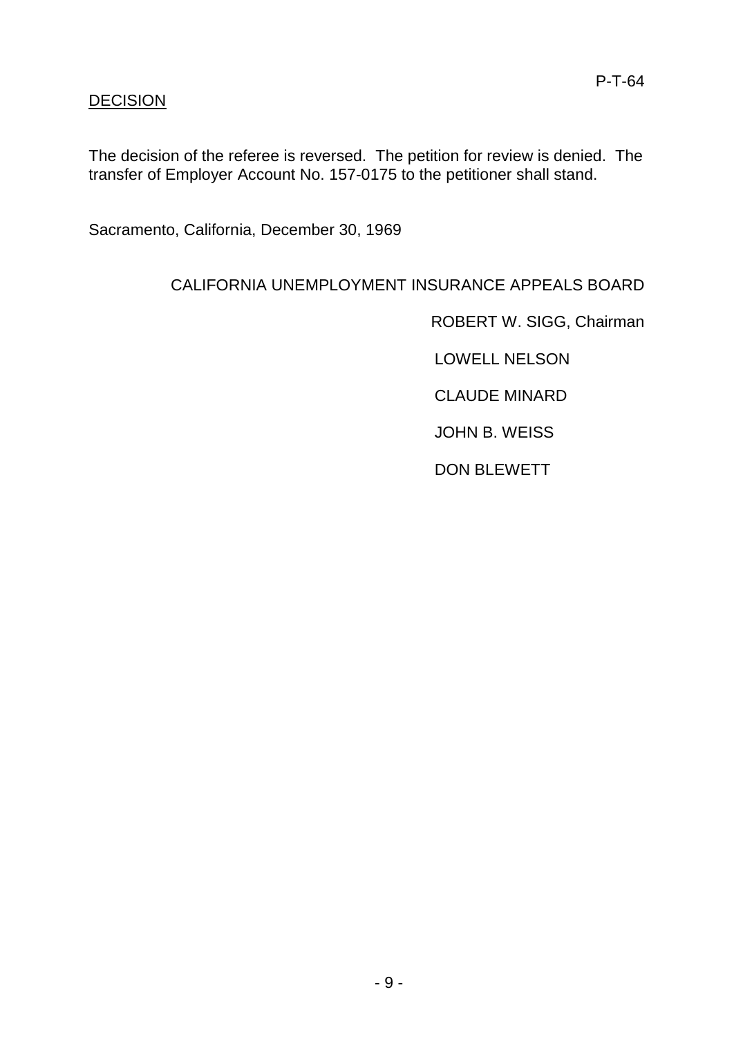P-T-64

## DECISION

The decision of the referee is reversed. The petition for review is denied. The transfer of Employer Account No. 157-0175 to the petitioner shall stand.

Sacramento, California, December 30, 1969

CALIFORNIA UNEMPLOYMENT INSURANCE APPEALS BOARD

ROBERT W. SIGG, Chairman

LOWELL NELSON

CLAUDE MINARD

JOHN B. WEISS

DON BLEWETT